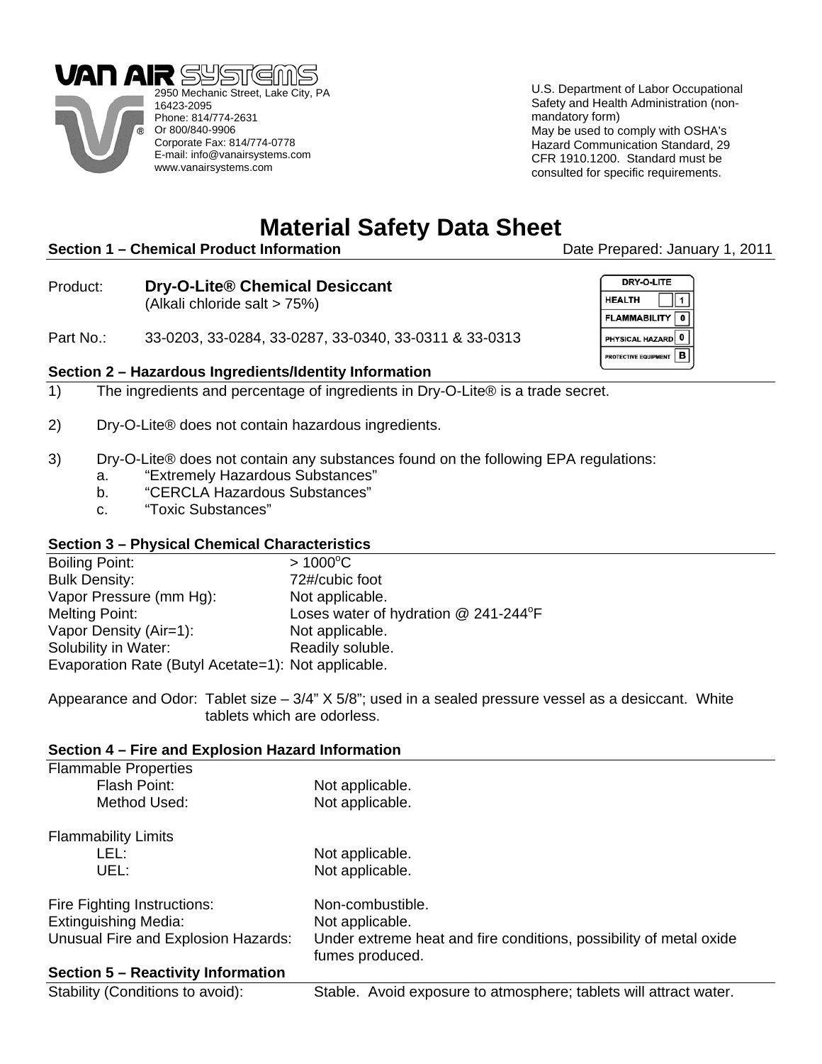**VAN AIR SYSTEMS**

2950 Mechanic Street, Lake City, PA 16423-2095
Phone: 814/774-2631
Or 800/840-9906
Corporate Fax: 814/774-0778
E-mail: info@vanairsystems.com
www.vanairsystems.com

U.S. Department of Labor Occupational Safety and Health Administration (non-mandatory form)
May be used to comply with OSHA's Hazard Communication Standard, 29 CFR 1910.1200. Standard must be consulted for specific requirements.

# Material Safety Data Sheet

**Section 1 – Chemical Product Information** Date Prepared: January 1, 2011

Product: **Dry-O-Lite® Chemical Desiccant**
(Alkali chloride salt > 75%)

Part No.: 33-0203, 33-0284, 33-0287, 33-0340, 33-0311 & 33-0313

| DRY-O-LITE | |
|---|---|
| HEALTH | 1 |
| FLAMMABILITY | 0 |
| PHYSICAL HAZARD | 0 |
| PROTECTIVE EQUIPMENT | B |

**Section 2 – Hazardous Ingredients/Identity Information**

1) The ingredients and percentage of ingredients in Dry-O-Lite® is a trade secret.

2) Dry-O-Lite® does not contain hazardous ingredients.

3) Dry-O-Lite® does not contain any substances found on the following EPA regulations:
   a. "Extremely Hazardous Substances"
   b. "CERCLA Hazardous Substances"
   c. "Toxic Substances"

**Section 3 – Physical Chemical Characteristics**

Boiling Point: > 1000°C
Bulk Density: 72#/cubic foot
Vapor Pressure (mm Hg): Not applicable.
Melting Point: Loses water of hydration @ 241-244°F
Vapor Density (Air=1): Not applicable.
Solubility in Water: Readily soluble.
Evaporation Rate (Butyl Acetate=1): Not applicable.

Appearance and Odor: Tablet size – 3/4" X 5/8"; used in a sealed pressure vessel as a desiccant. White tablets which are odorless.

**Section 4 – Fire and Explosion Hazard Information**

Flammable Properties
  Flash Point: Not applicable.
  Method Used: Not applicable.

Flammability Limits
  LEL: Not applicable.
  UEL: Not applicable.

Fire Fighting Instructions: Non-combustible.
Extinguishing Media: Not applicable.
Unusual Fire and Explosion Hazards: Under extreme heat and fire conditions, possibility of metal oxide fumes produced.

**Section 5 – Reactivity Information**

Stability (Conditions to avoid): Stable. Avoid exposure to atmosphere; tablets will attract water.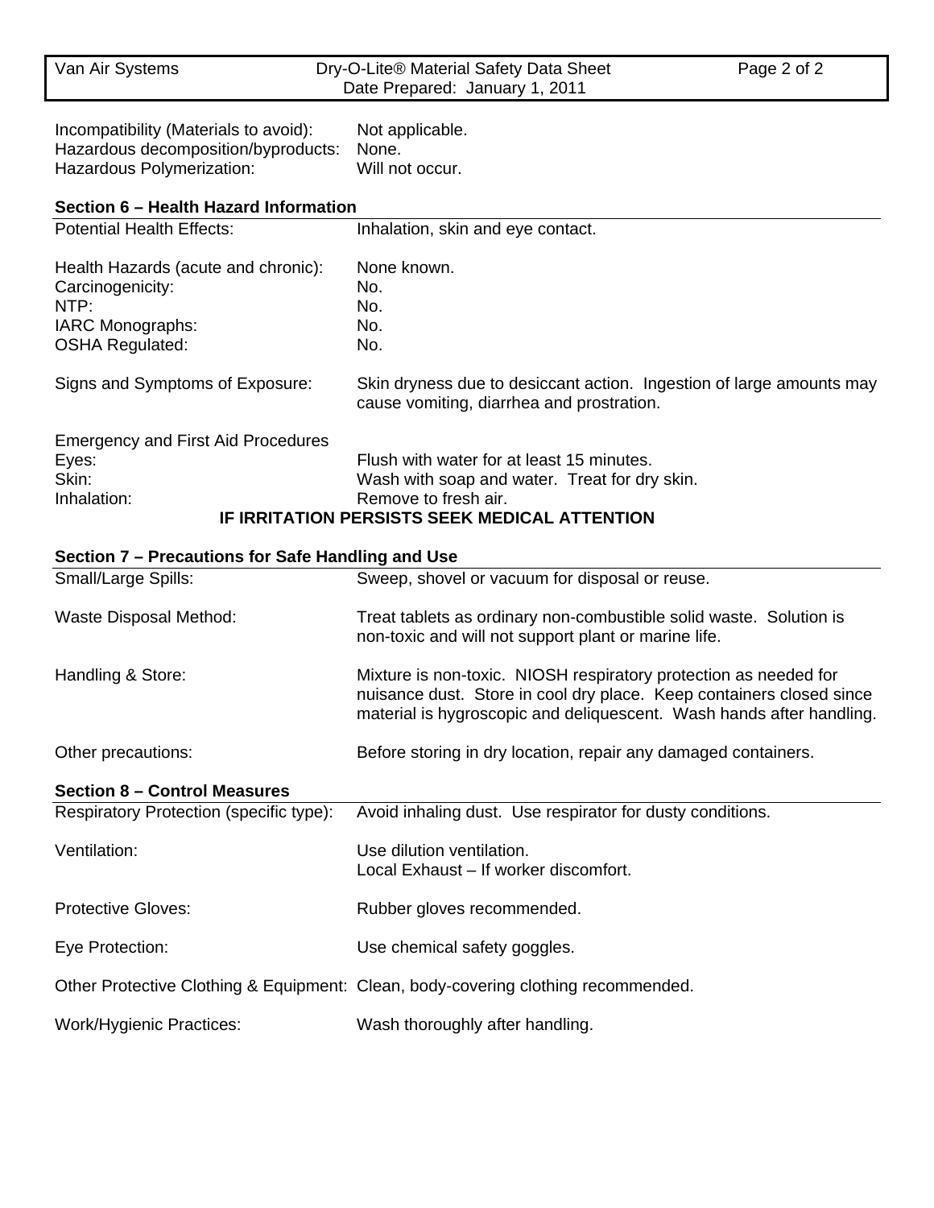| | |
|---|---|
| Incompatibility (Materials to avoid): | Not applicable. |
| Hazardous decomposition/byproducts: | None. |
| Hazardous Polymerization: | Will not occur. |

## Section 6 – Health Hazard Information

| | |
|---|---|
| Potential Health Effects: | Inhalation, skin and eye contact. |
| Health Hazards (acute and chronic): | None known. |
| Carcinogenicity: | No. |
| NTP: | No. |
| IARC Monographs: | No. |
| OSHA Regulated: | No. |
| Signs and Symptoms of Exposure: | Skin dryness due to desiccant action. Ingestion of large amounts may cause vomiting, diarrhea and prostration. |

Emergency and First Aid Procedures

| | |
|---|---|
| Eyes: | Flush with water for at least 15 minutes. |
| Skin: | Wash with soap and water. Treat for dry skin. |
| Inhalation: | Remove to fresh air. |

**IF IRRITATION PERSISTS SEEK MEDICAL ATTENTION**

## Section 7 – Precautions for Safe Handling and Use

| | |
|---|---|
| Small/Large Spills: | Sweep, shovel or vacuum for disposal or reuse. |
| Waste Disposal Method: | Treat tablets as ordinary non-combustible solid waste. Solution is non-toxic and will not support plant or marine life. |
| Handling & Store: | Mixture is non-toxic. NIOSH respiratory protection as needed for nuisance dust. Store in cool dry place. Keep containers closed since material is hygroscopic and deliquescent. Wash hands after handling. |
| Other precautions: | Before storing in dry location, repair any damaged containers. |

## Section 8 – Control Measures

| | |
|---|---|
| Respiratory Protection (specific type): | Avoid inhaling dust. Use respirator for dusty conditions. |
| Ventilation: | Use dilution ventilation.<br>Local Exhaust – If worker discomfort. |
| Protective Gloves: | Rubber gloves recommended. |
| Eye Protection: | Use chemical safety goggles. |
| Other Protective Clothing & Equipment: | Clean, body-covering clothing recommended. |
| Work/Hygienic Practices: | Wash thoroughly after handling. |